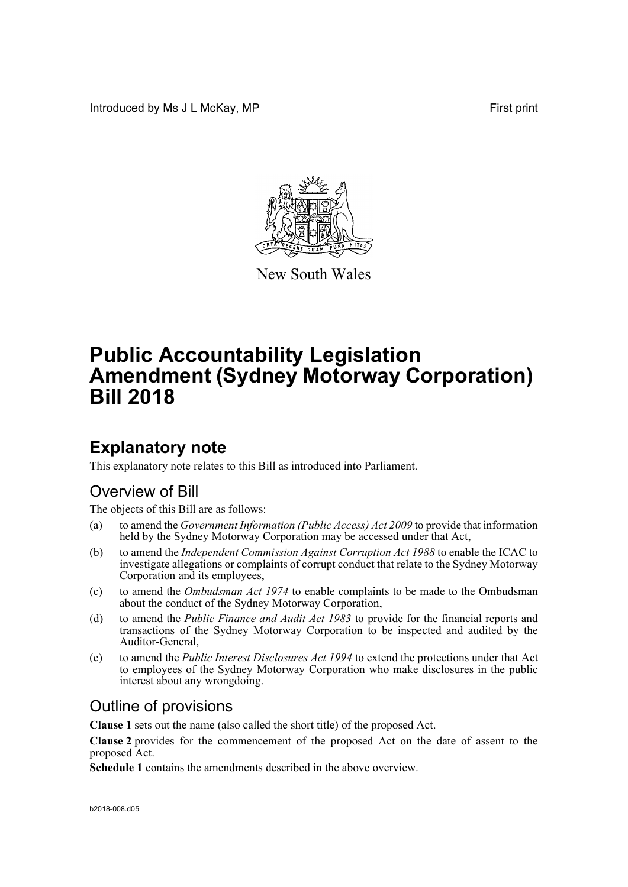Introduced by Ms J L McKay, MP

First print

New South Wales

# Public Accountability Legislation Amendment (Sydney Motorway Corporation) Bill 2018

## Explanatory note

This explanatory note relates to this Bill as introduced into Parliament.

### Overview of Bill

The objects of this Bill are as follows:

(a) to amend the *Government Information (Public Access) Act 2009* to provide that information held by the Sydney Motorway Corporation may be accessed under that Act,

(b) to amend the *Independent Commission Against Corruption Act 1988* to enable the ICAC to investigate allegations or complaints of corrupt conduct that relate to the Sydney Motorway Corporation and its employees,

(c) to amend the *Ombudsman Act 1974* to enable complaints to be made to the Ombudsman about the conduct of the Sydney Motorway Corporation,

(d) to amend the *Public Finance and Audit Act 1983* to provide for the financial reports and transactions of the Sydney Motorway Corporation to be inspected and audited by the Auditor-General,

(e) to amend the *Public Interest Disclosures Act 1994* to extend the protections under that Act to employees of the Sydney Motorway Corporation who make disclosures in the public interest about any wrongdoing.

### Outline of provisions

**Clause 1** sets out the name (also called the short title) of the proposed Act.

**Clause 2** provides for the commencement of the proposed Act on the date of assent to the proposed Act.

**Schedule 1** contains the amendments described in the above overview.

b2018-008.d05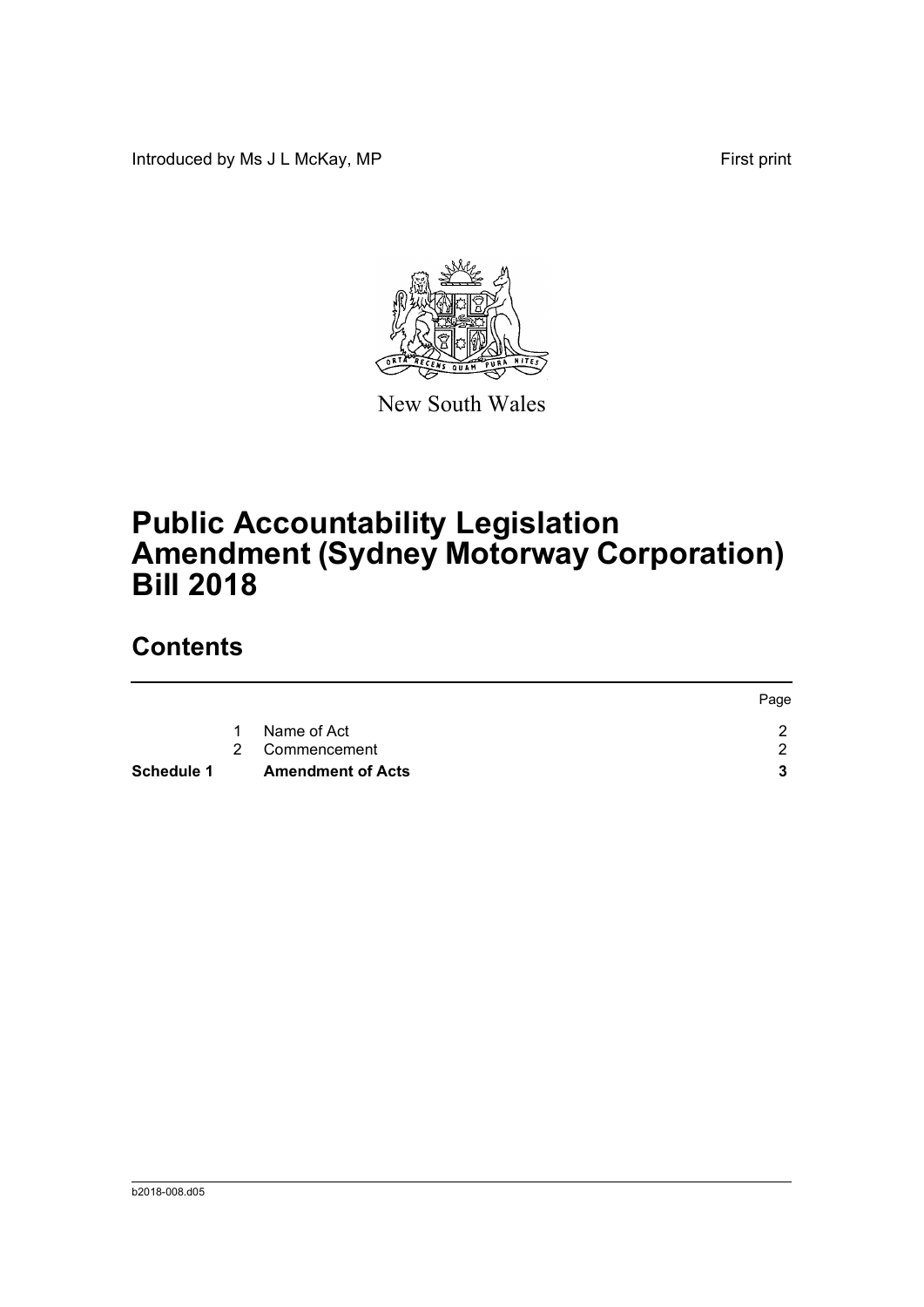Introduced by Ms J L McKay, MP First print

New South Wales

# Public Accountability Legislation Amendment (Sydney Motorway Corporation) Bill 2018

## Contents

| | | | Page |
|---|---|---|---|
| | 1 | Name of Act | 2 |
| | 2 | Commencement | 2 |
| **Schedule 1** | | **Amendment of Acts** | **3** |

b2018-008.d05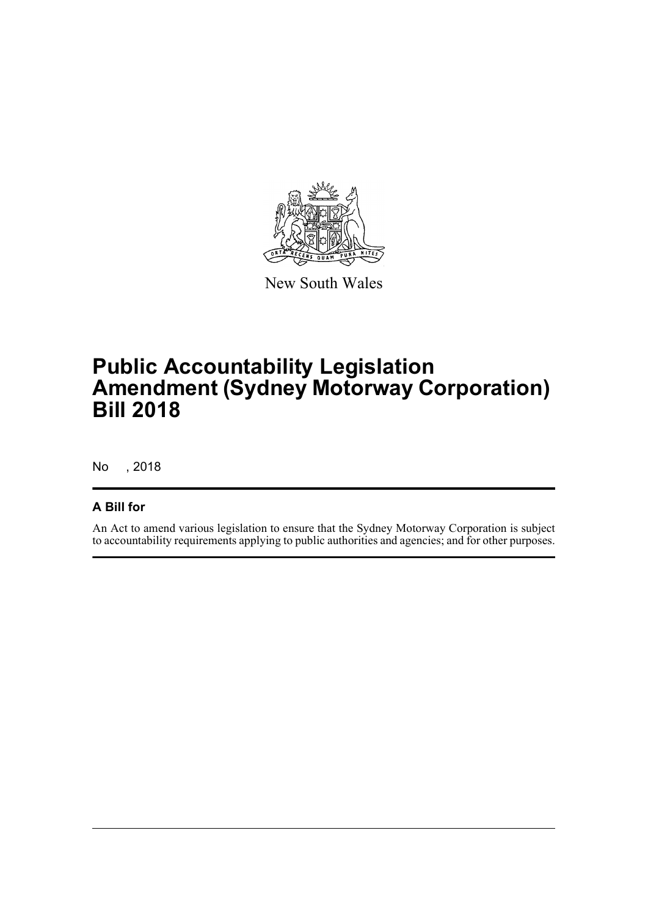New South Wales

# Public Accountability Legislation Amendment (Sydney Motorway Corporation) Bill 2018

No , 2018

## A Bill for

An Act to amend various legislation to ensure that the Sydney Motorway Corporation is subject to accountability requirements applying to public authorities and agencies; and for other purposes.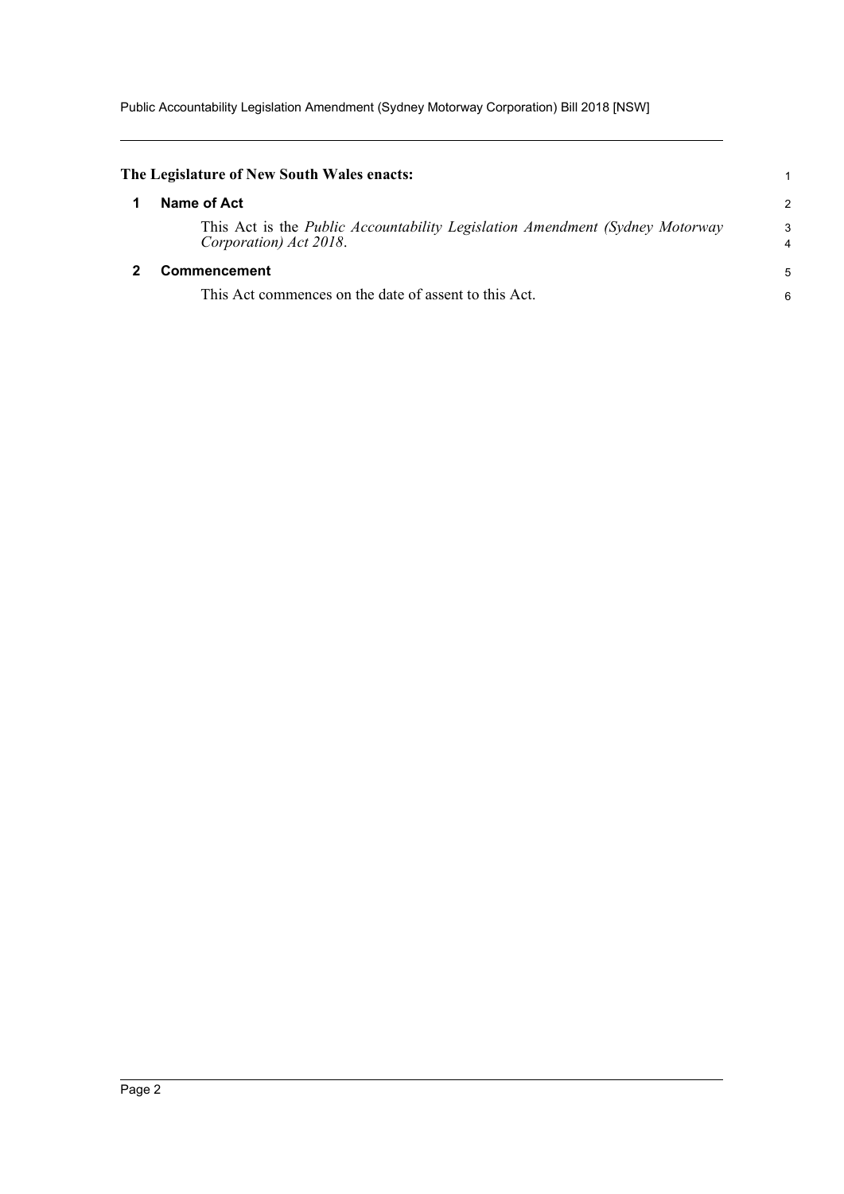**The Legislature of New South Wales enacts:**

## 1 Name of Act

This Act is the *Public Accountability Legislation Amendment (Sydney Motorway Corporation) Act 2018*.

## 2 Commencement

This Act commences on the date of assent to this Act.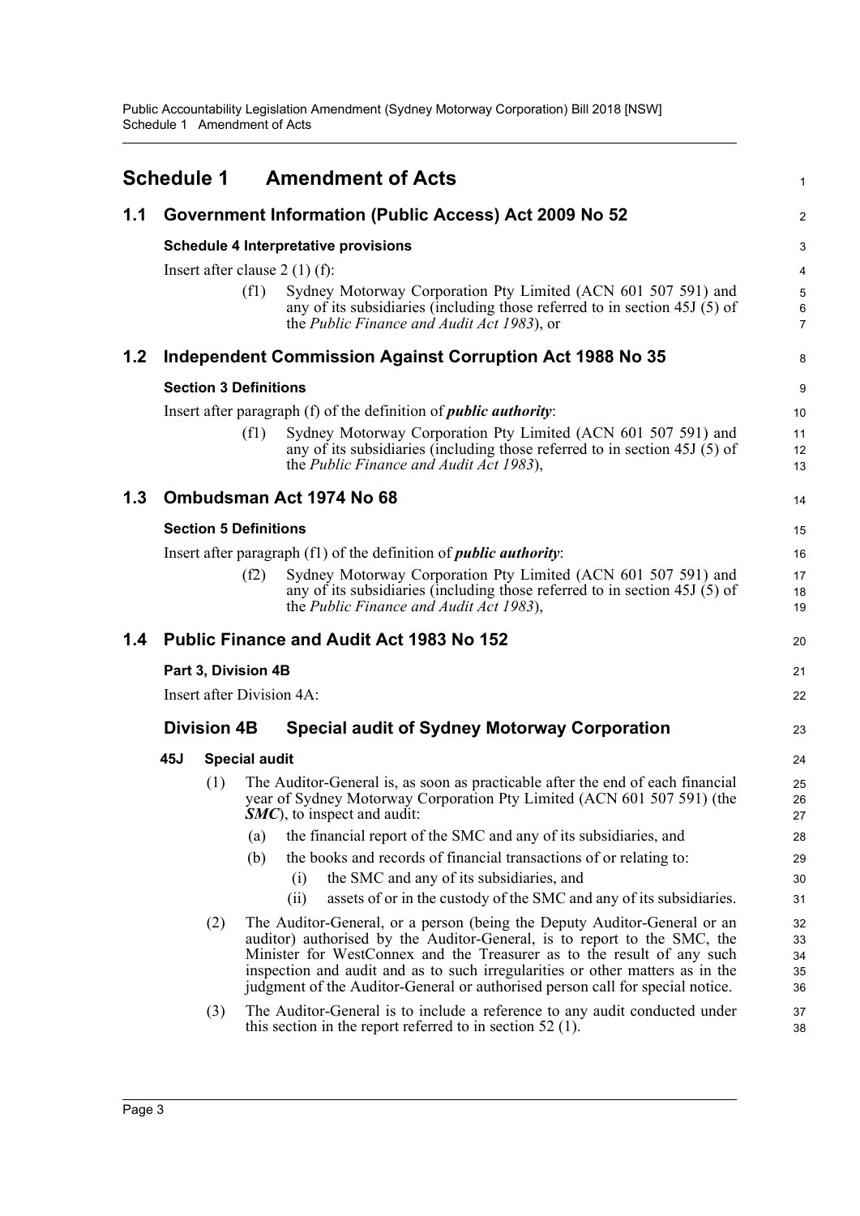# Schedule 1 Amendment of Acts

## 1.1 Government Information (Public Access) Act 2009 No 52

### Schedule 4 Interpretative provisions

Insert after clause 2 (1) (f):

> (f1) Sydney Motorway Corporation Pty Limited (ACN 601 507 591) and any of its subsidiaries (including those referred to in section 45J (5) of the *Public Finance and Audit Act 1983*), or

## 1.2 Independent Commission Against Corruption Act 1988 No 35

### Section 3 Definitions

Insert after paragraph (f) of the definition of ***public authority***:

> (f1) Sydney Motorway Corporation Pty Limited (ACN 601 507 591) and any of its subsidiaries (including those referred to in section 45J (5) of the *Public Finance and Audit Act 1983*),

## 1.3 Ombudsman Act 1974 No 68

### Section 5 Definitions

Insert after paragraph (f1) of the definition of ***public authority***:

> (f2) Sydney Motorway Corporation Pty Limited (ACN 601 507 591) and any of its subsidiaries (including those referred to in section 45J (5) of the *Public Finance and Audit Act 1983*),

## 1.4 Public Finance and Audit Act 1983 No 152

### Part 3, Division 4B

Insert after Division 4A:

### Division 4B Special audit of Sydney Motorway Corporation

**45J Special audit**

(1) The Auditor-General is, as soon as practicable after the end of each financial year of Sydney Motorway Corporation Pty Limited (ACN 601 507 591) (the ***SMC***), to inspect and audit:

- (a) the financial report of the SMC and any of its subsidiaries, and
- (b) the books and records of financial transactions of or relating to:
  - (i) the SMC and any of its subsidiaries, and
  - (ii) assets of or in the custody of the SMC and any of its subsidiaries.

(2) The Auditor-General, or a person (being the Deputy Auditor-General or an auditor) authorised by the Auditor-General, is to report to the SMC, the Minister for WestConnex and the Treasurer as to the result of any such inspection and audit and as to such irregularities or other matters as in the judgment of the Auditor-General or authorised person call for special notice.

(3) The Auditor-General is to include a reference to any audit conducted under this section in the report referred to in section 52 (1).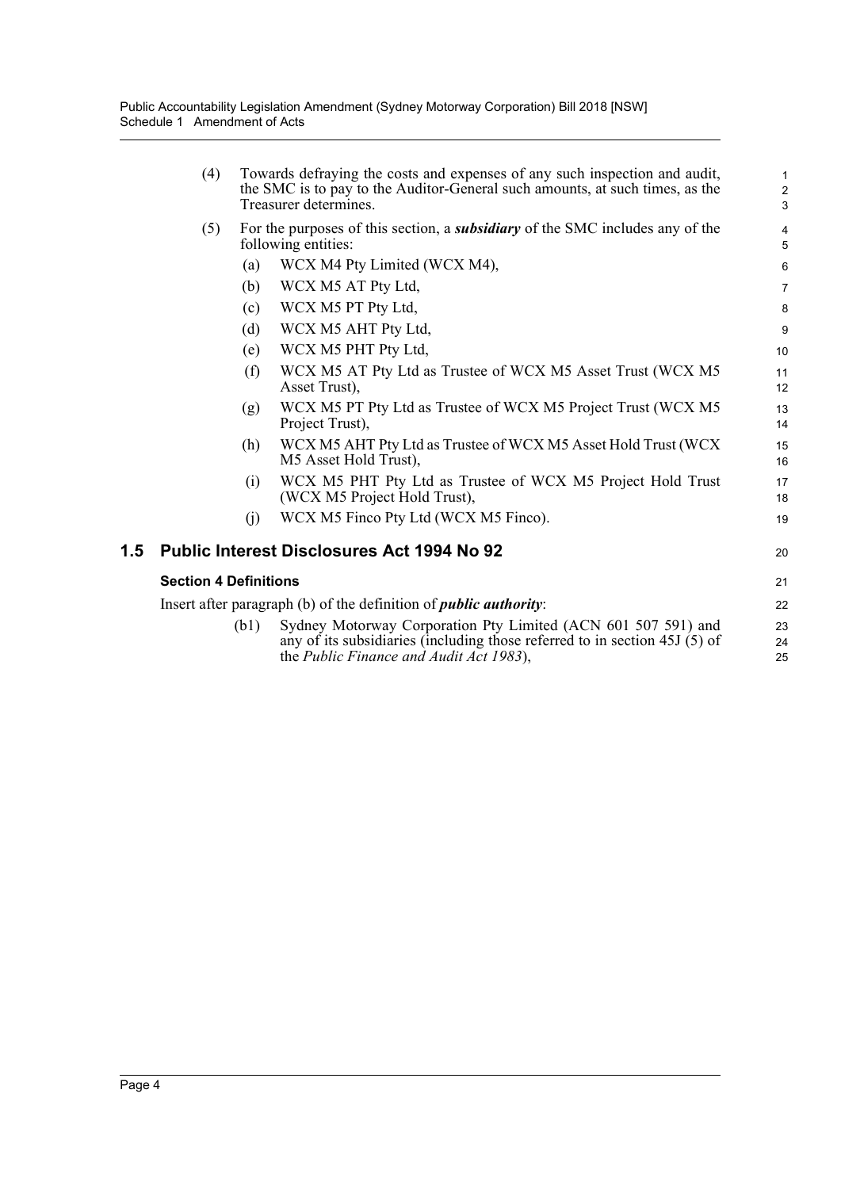(4) Towards defraying the costs and expenses of any such inspection and audit, the SMC is to pay to the Auditor-General such amounts, at such times, as the Treasurer determines.

(5) For the purposes of this section, a ***subsidiary*** of the SMC includes any of the following entities:

(a) WCX M4 Pty Limited (WCX M4),

(b) WCX M5 AT Pty Ltd,

(c) WCX M5 PT Pty Ltd,

(d) WCX M5 AHT Pty Ltd,

(e) WCX M5 PHT Pty Ltd,

(f) WCX M5 AT Pty Ltd as Trustee of WCX M5 Asset Trust (WCX M5 Asset Trust),

(g) WCX M5 PT Pty Ltd as Trustee of WCX M5 Project Trust (WCX M5 Project Trust),

(h) WCX M5 AHT Pty Ltd as Trustee of WCX M5 Asset Hold Trust (WCX M5 Asset Hold Trust),

(i) WCX M5 PHT Pty Ltd as Trustee of WCX M5 Project Hold Trust (WCX M5 Project Hold Trust),

(j) WCX M5 Finco Pty Ltd (WCX M5 Finco).

## 1.5 Public Interest Disclosures Act 1994 No 92

### Section 4 Definitions

Insert after paragraph (b) of the definition of ***public authority***:

(b1) Sydney Motorway Corporation Pty Limited (ACN 601 507 591) and any of its subsidiaries (including those referred to in section 45J (5) of the *Public Finance and Audit Act 1983*),